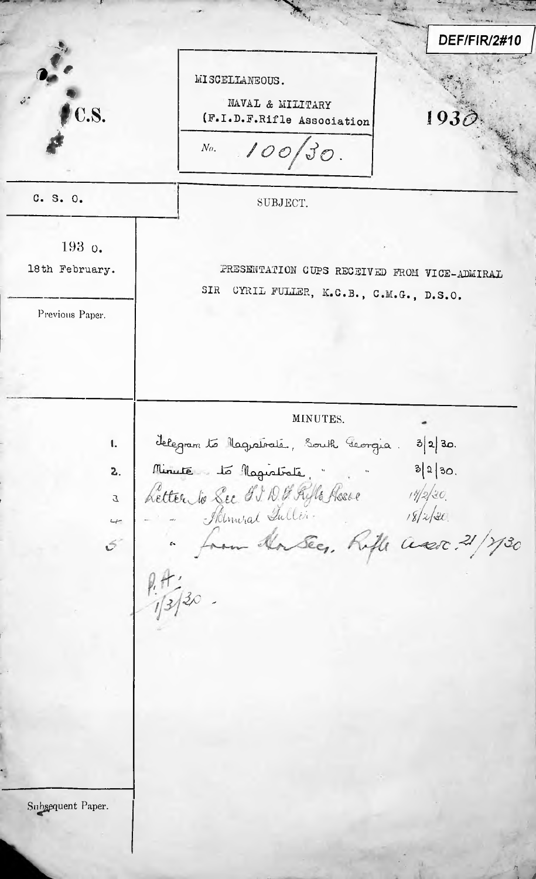DEF/FIR/2#10

C.S.

MISCELLANEOUS.

NAVAL & MILITARY
(F.I.D.F.Rifle Association

No. 100/30.

1930.

| C. S. O. | SUBJECT. |
|---|---|
| 1930. 18th February. | PRESENTATION CUPS RECEIVED FROM VICE-ADMIRAL SIR CYRIL FULLER, K.C.B., C.M.G., D.S.O. |
| Previous Paper. | |

MINUTES.

1. Telegram to Magistrate, South Georgia. 3/2/30.
2. Minute to Magistrate, " " 3/2/30.
3. Letter to Sec. F.I.D.F. Rifle Assoc. 17/2/30.
4. " " Admiral Fuller. 18/2/30.
5. " from Hon Sec, Rifle Assoc. 21/7/30

P.A.
1/3/30.

Subsequent Paper.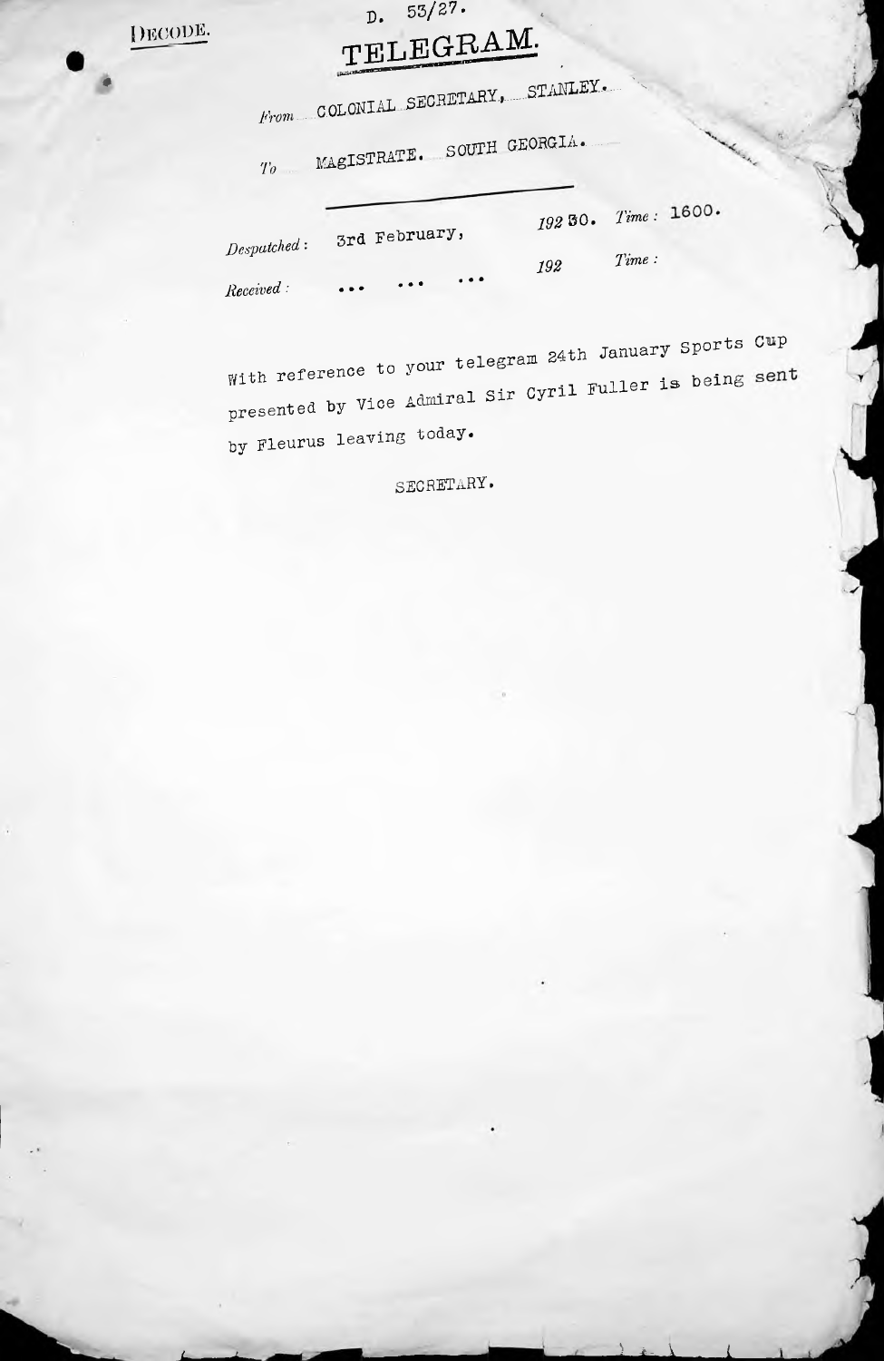DECODE.

D. 53/27.

# TELEGRAM.

*From* COLONIAL SECRETARY, STANLEY.

*To* MAGISTRATE. SOUTH GEORGIA.

---

*Despatched:* 3rd February, *192*30. *Time:* 1600.

*Received:* ... ... ... *192* *Time:*

With reference to your telegram 24th January Sports Cup presented by Vice Admiral Sir Cyril Fuller is being sent by Fleurus leaving today.

SECRETARY.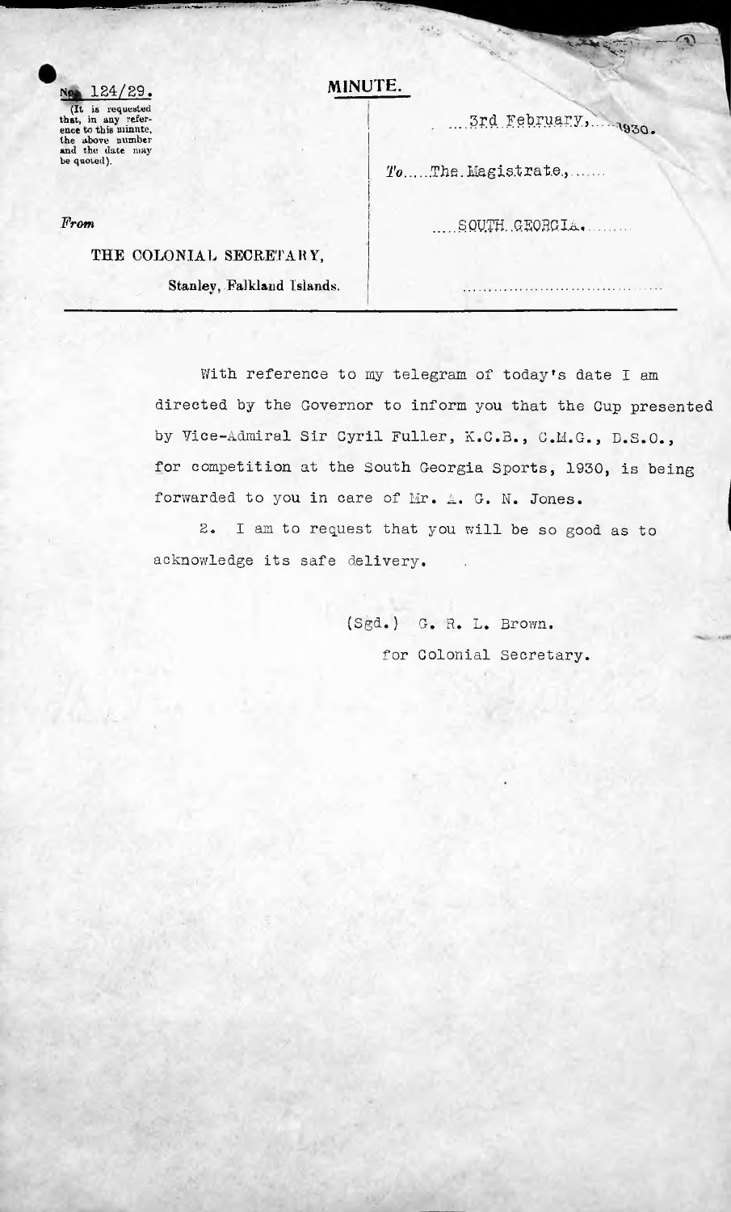No. 124/29.

(It is requested that, in any reference to this minute, the above number and the date may be quoted).

# MINUTE.

3rd February, 1930.

From

THE COLONIAL SECRETARY,

Stanley, Falkland Islands.

To The Magistrate,

SOUTH GEORGIA.

---

With reference to my telegram of today's date I am directed by the Governor to inform you that the Cup presented by Vice-Admiral Sir Cyril Fuller, K.C.B., C.M.G., D.S.O., for competition at the South Georgia Sports, 1930, is being forwarded to you in care of Mr. A. G. N. Jones.

2. I am to request that you will be so good as to acknowledge its safe delivery.

(Sgd.) G. R. L. Brown.

for Colonial Secretary.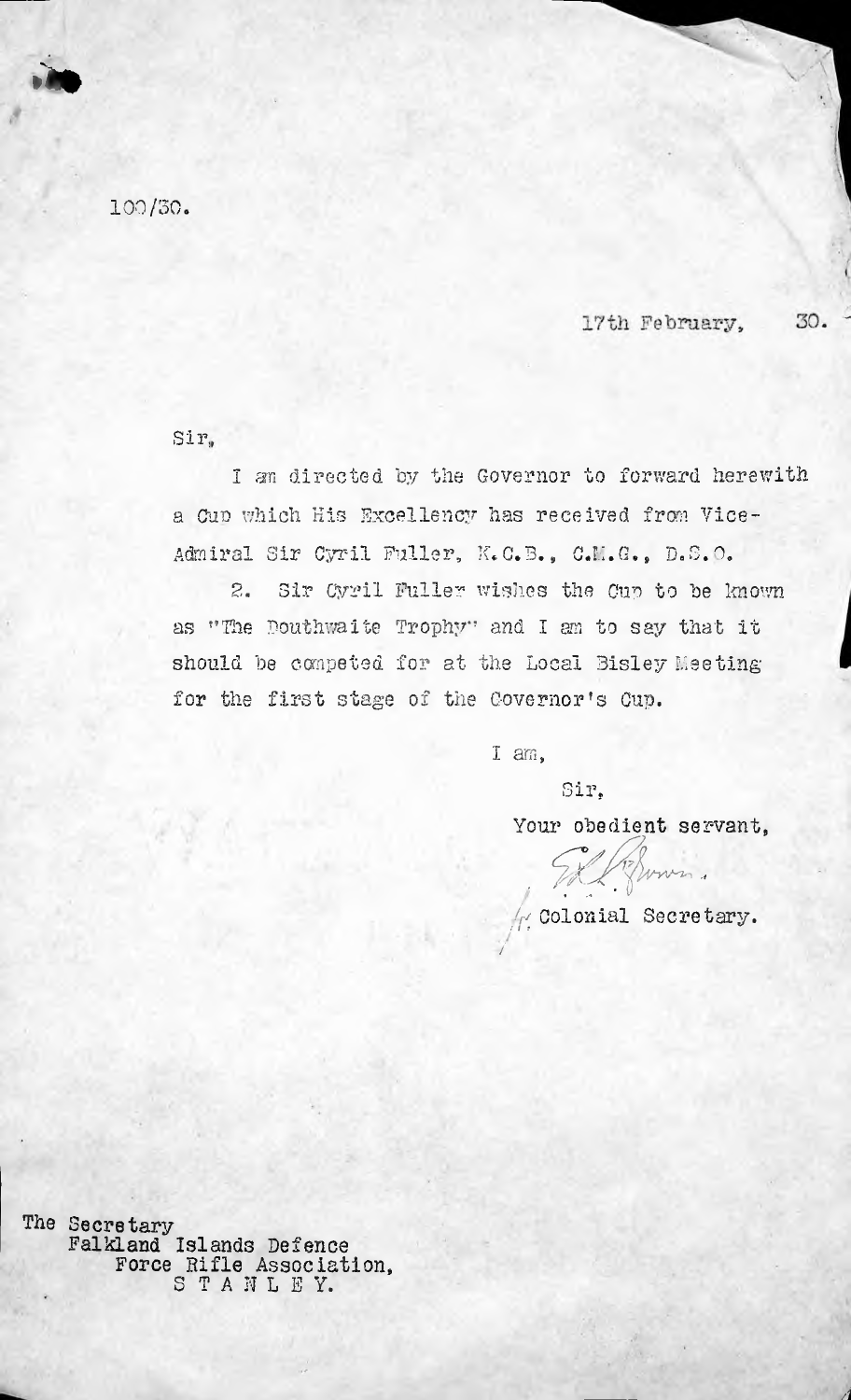100/30.

17th February, 30.

Sir,

I am directed by the Governor to forward herewith a Cup which His Excellency has received from Vice-Admiral Sir Cyril Fuller, K.C.B., C.M.G., D.S.O.

2. Sir Cyril Fuller wishes the Cup to be known as "The Douthwaite Trophy" and I am to say that it should be competed for at the Local Bisley Meeting for the first stage of the Governor's Cup.

I am,

Sir,

Your obedient servant,

for Colonial Secretary.

The Secretary
Falkland Islands Defence
Force Rifle Association,
STANLEY.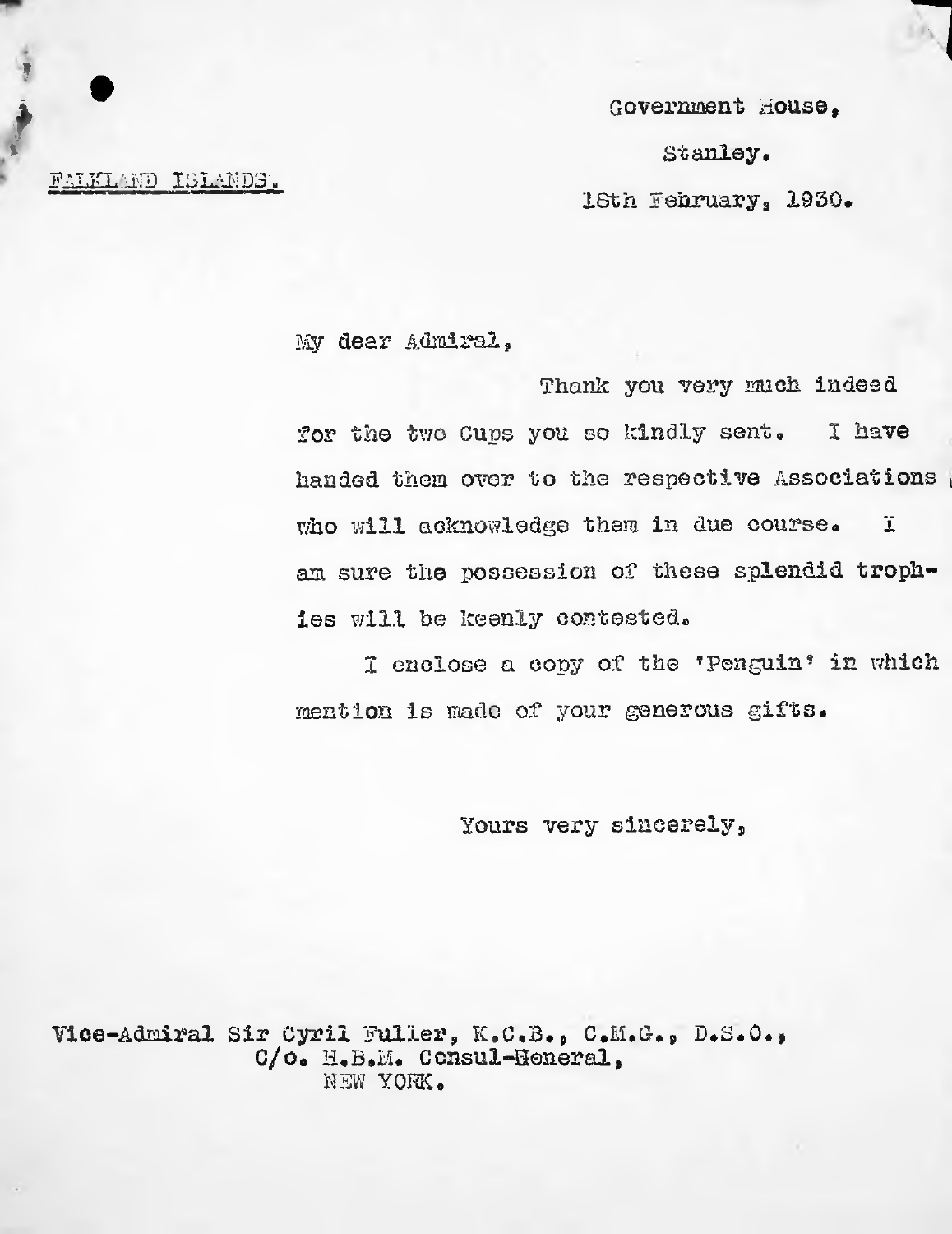FALKLAND ISLANDS.

Government House,

Stanley.

18th February, 1930.

My dear Admiral,

Thank you very much indeed for the two Cups you so kindly sent. I have handed them over to the respective Associations who will acknowledge them in due course. I am sure the possession of these splendid trophies will be keenly contested.

I enclose a copy of the 'Penguin' in which mention is made of your generous gifts.

Yours very sincerely,

Vice-Admiral Sir Cyril Fuller, K.C.B., C.M.G., D.S.O.,
C/o. H.B.M. Consul-General,
NEW YORK.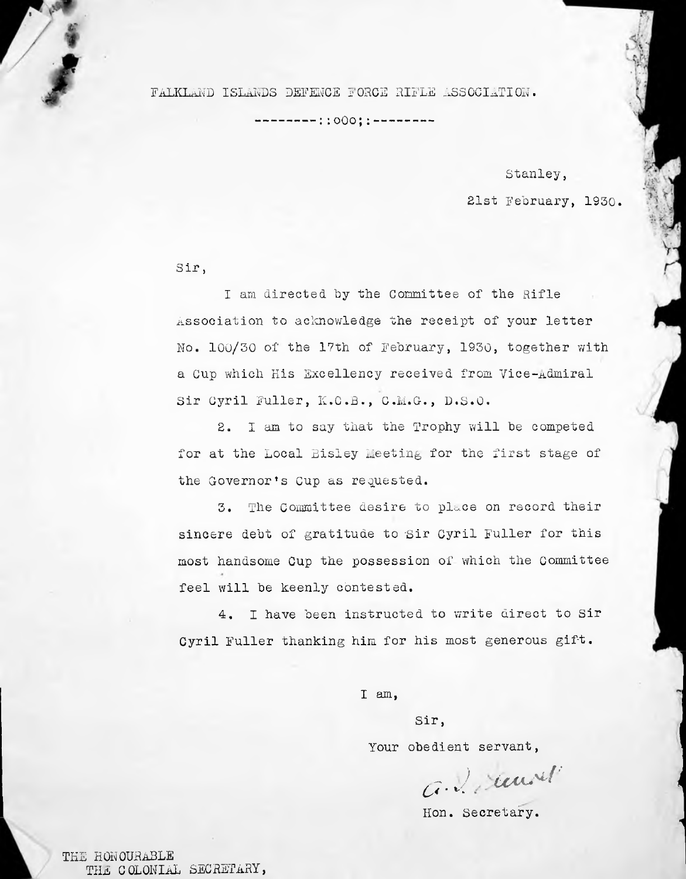FALKLAND ISLANDS DEFENCE FORCE RIFLE ASSOCIATION.

--------::oOo;:--------

Stanley,

21st February, 1930.

Sir,

I am directed by the Committee of the Rifle Association to acknowledge the receipt of your letter No. 100/30 of the 17th of February, 1930, together with a Cup which His Excellency received from Vice-Admiral Sir Cyril Fuller, K.C.B., C.M.G., D.S.O.

2. I am to say that the Trophy will be competed for at the Local Bisley Meeting for the first stage of the Governor's Cup as requested.

3. The Committee desire to place on record their sincere debt of gratitude to Sir Cyril Fuller for this most handsome Cup the possession of which the Committee feel will be keenly contested.

4. I have been instructed to write direct to Sir Cyril Fuller thanking him for his most generous gift.

I am,

Sir,

Your obedient servant,

A. J. Heard

Hon. Secretary.

THE HONOURABLE
THE COLONIAL SECRETARY,